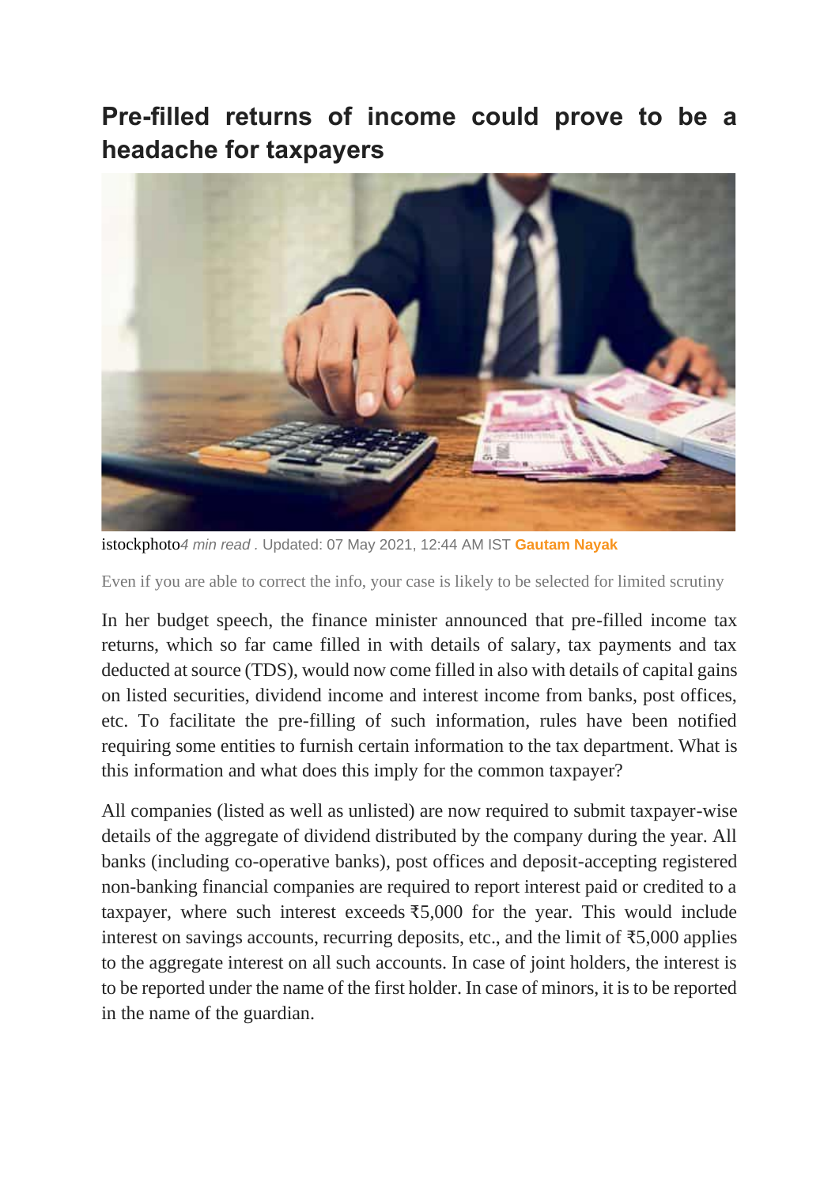# Pre-filled returns of income could prove to be a headache for taxpayers

istockphoto*4 min read* . Updated: 07 May 2021, 12:44 AM IST **Gautam Nayak**

Even if you are able to correct the info, your case is likely to be selected for limited scrutiny

In her budget speech, the finance minister announced that pre-filled income tax returns, which so far came filled in with details of salary, tax payments and tax deducted at source (TDS), would now come filled in also with details of capital gains on listed securities, dividend income and interest income from banks, post offices, etc. To facilitate the pre-filling of such information, rules have been notified requiring some entities to furnish certain information to the tax department. What is this information and what does this imply for the common taxpayer?

All companies (listed as well as unlisted) are now required to submit taxpayer-wise details of the aggregate of dividend distributed by the company during the year. All banks (including co-operative banks), post offices and deposit-accepting registered non-banking financial companies are required to report interest paid or credited to a taxpayer, where such interest exceeds ₹5,000 for the year. This would include interest on savings accounts, recurring deposits, etc., and the limit of ₹5,000 applies to the aggregate interest on all such accounts. In case of joint holders, the interest is to be reported under the name of the first holder. In case of minors, it is to be reported in the name of the guardian.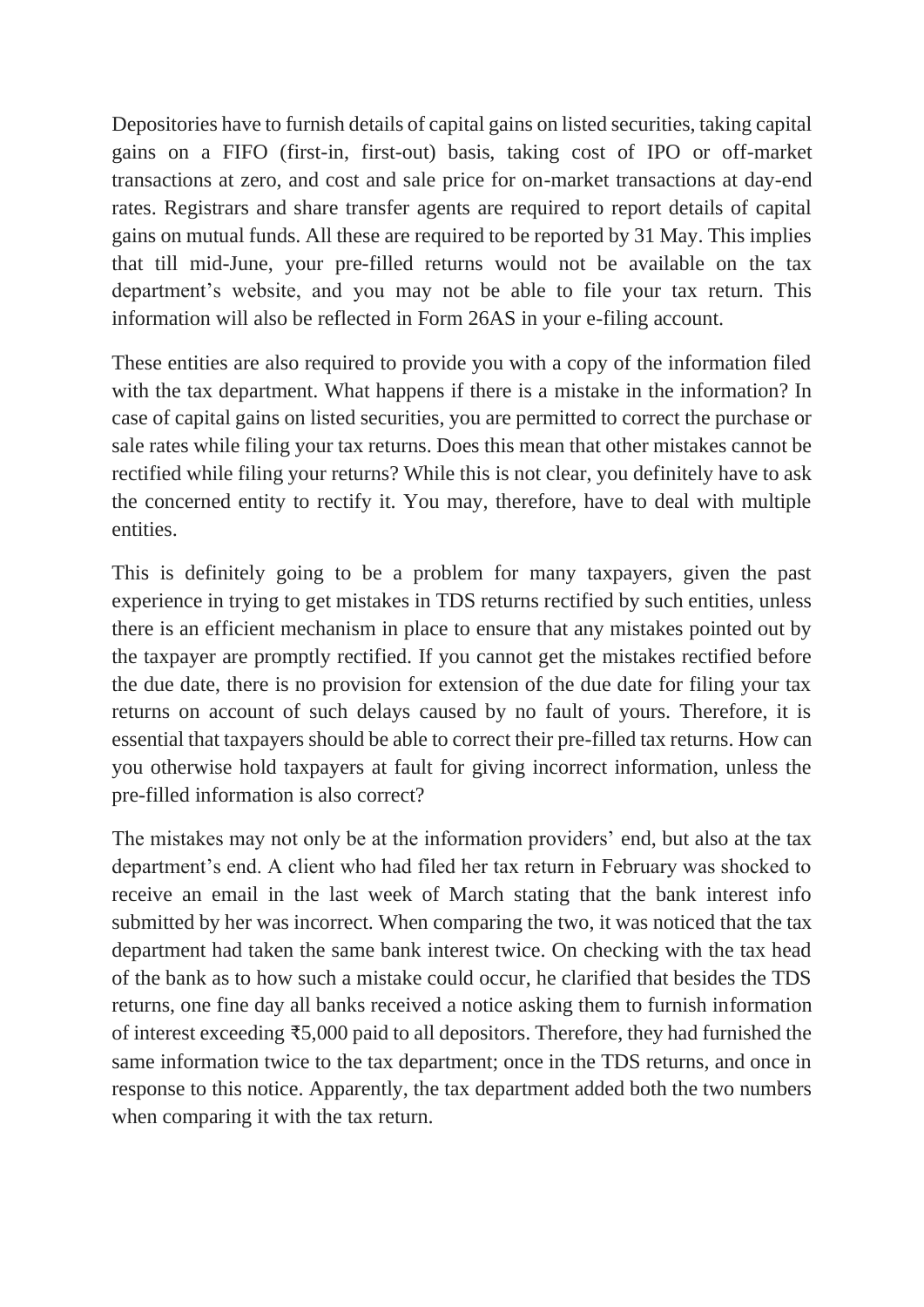Depositories have to furnish details of capital gains on listed securities, taking capital gains on a FIFO (first-in, first-out) basis, taking cost of IPO or off-market transactions at zero, and cost and sale price for on-market transactions at day-end rates. Registrars and share transfer agents are required to report details of capital gains on mutual funds. All these are required to be reported by 31 May. This implies that till mid-June, your pre-filled returns would not be available on the tax department's website, and you may not be able to file your tax return. This information will also be reflected in Form 26AS in your e-filing account.

These entities are also required to provide you with a copy of the information filed with the tax department. What happens if there is a mistake in the information? In case of capital gains on listed securities, you are permitted to correct the purchase or sale rates while filing your tax returns. Does this mean that other mistakes cannot be rectified while filing your returns? While this is not clear, you definitely have to ask the concerned entity to rectify it. You may, therefore, have to deal with multiple entities.

This is definitely going to be a problem for many taxpayers, given the past experience in trying to get mistakes in TDS returns rectified by such entities, unless there is an efficient mechanism in place to ensure that any mistakes pointed out by the taxpayer are promptly rectified. If you cannot get the mistakes rectified before the due date, there is no provision for extension of the due date for filing your tax returns on account of such delays caused by no fault of yours. Therefore, it is essential that taxpayers should be able to correct their pre-filled tax returns. How can you otherwise hold taxpayers at fault for giving incorrect information, unless the pre-filled information is also correct?

The mistakes may not only be at the information providers' end, but also at the tax department's end. A client who had filed her tax return in February was shocked to receive an email in the last week of March stating that the bank interest info submitted by her was incorrect. When comparing the two, it was noticed that the tax department had taken the same bank interest twice. On checking with the tax head of the bank as to how such a mistake could occur, he clarified that besides the TDS returns, one fine day all banks received a notice asking them to furnish information of interest exceeding ₹5,000 paid to all depositors. Therefore, they had furnished the same information twice to the tax department; once in the TDS returns, and once in response to this notice. Apparently, the tax department added both the two numbers when comparing it with the tax return.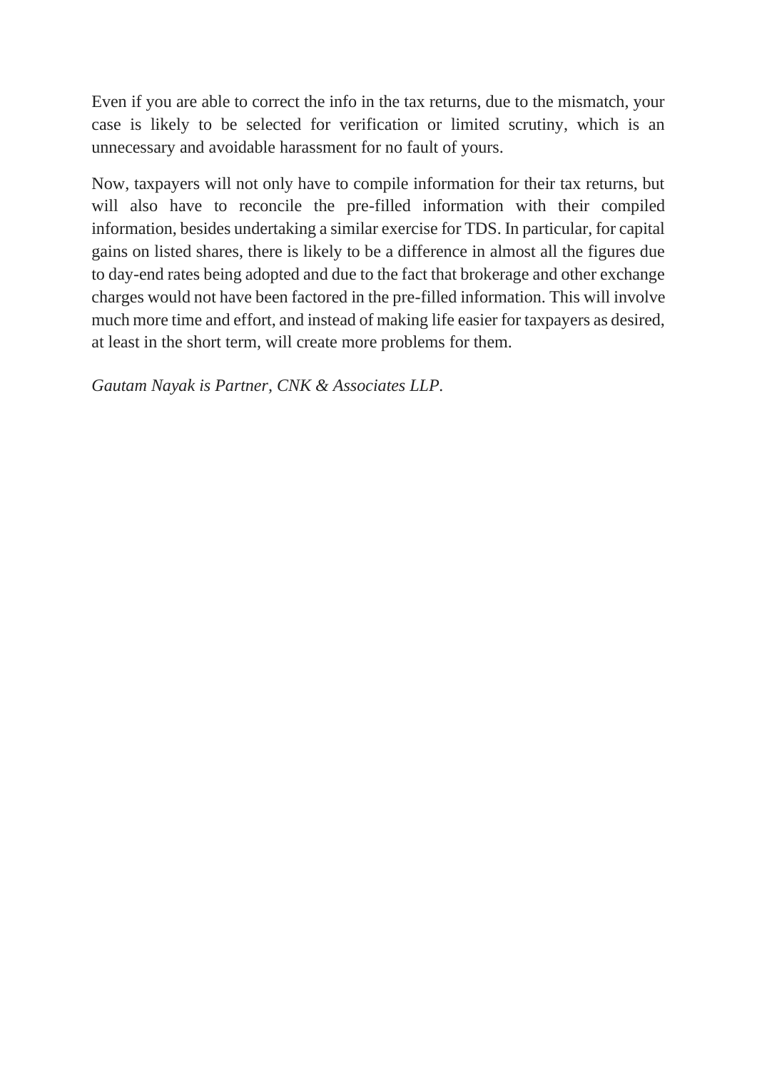Even if you are able to correct the info in the tax returns, due to the mismatch, your case is likely to be selected for verification or limited scrutiny, which is an unnecessary and avoidable harassment for no fault of yours.

Now, taxpayers will not only have to compile information for their tax returns, but will also have to reconcile the pre-filled information with their compiled information, besides undertaking a similar exercise for TDS. In particular, for capital gains on listed shares, there is likely to be a difference in almost all the figures due to day-end rates being adopted and due to the fact that brokerage and other exchange charges would not have been factored in the pre-filled information. This will involve much more time and effort, and instead of making life easier for taxpayers as desired, at least in the short term, will create more problems for them.

*Gautam Nayak is Partner, CNK & Associates LLP.*